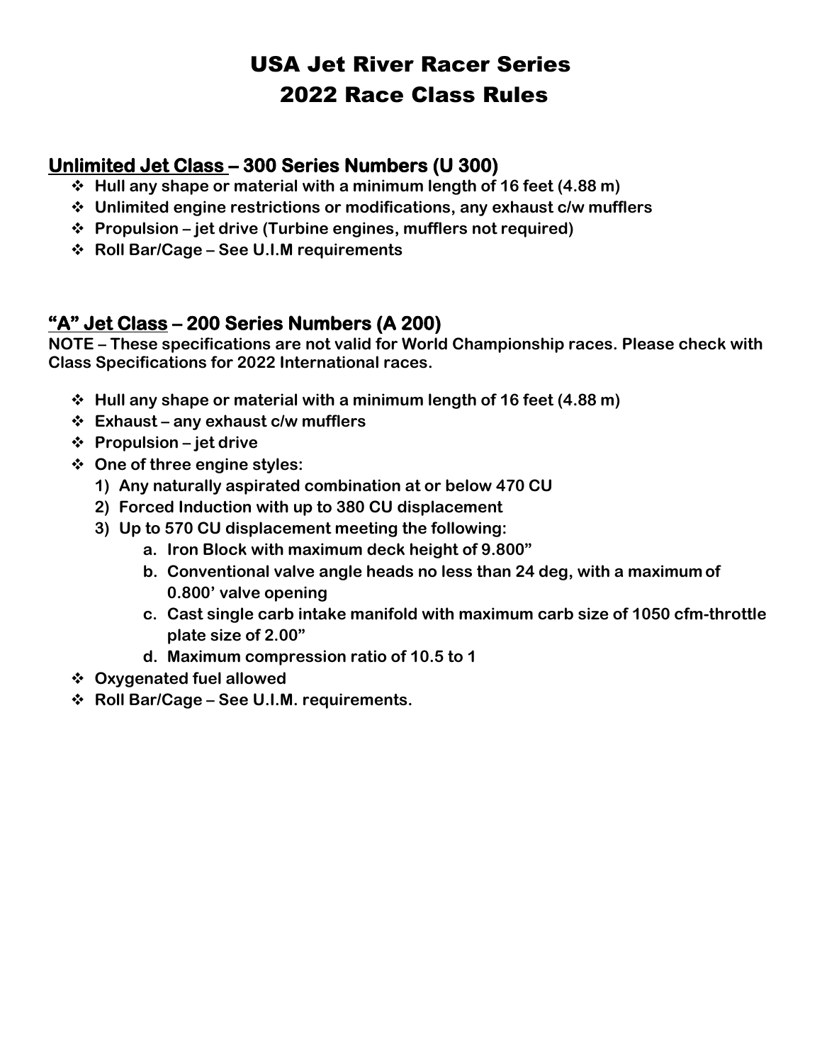# USA Jet River Racer Series
# 2022 Race Class Rules

## Unlimited Jet Class – 300 Series Numbers (U 300)

- **Hull any shape or material with a minimum length of 16 feet (4.88 m)**
- **Unlimited engine restrictions or modifications, any exhaust c/w mufflers**
- **Propulsion – jet drive (Turbine engines, mufflers not required)**
- **Roll Bar/Cage – See U.I.M requirements**

## "A" Jet Class – 200 Series Numbers (A 200)

**NOTE – These specifications are not valid for World Championship races. Please check with Class Specifications for 2022 International races.**

- **Hull any shape or material with a minimum length of 16 feet (4.88 m)**
- **Exhaust – any exhaust c/w mufflers**
- **Propulsion – jet drive**
- **One of three engine styles:**
  1) **Any naturally aspirated combination at or below 470 CU**
  2) **Forced Induction with up to 380 CU displacement**
  3) **Up to 570 CU displacement meeting the following:**
     a. **Iron Block with maximum deck height of 9.800"**
     b. **Conventional valve angle heads no less than 24 deg, with a maximum of 0.800' valve opening**
     c. **Cast single carb intake manifold with maximum carb size of 1050 cfm-throttle plate size of 2.00"**
     d. **Maximum compression ratio of 10.5 to 1**
- **Oxygenated fuel allowed**
- **Roll Bar/Cage – See U.I.M. requirements.**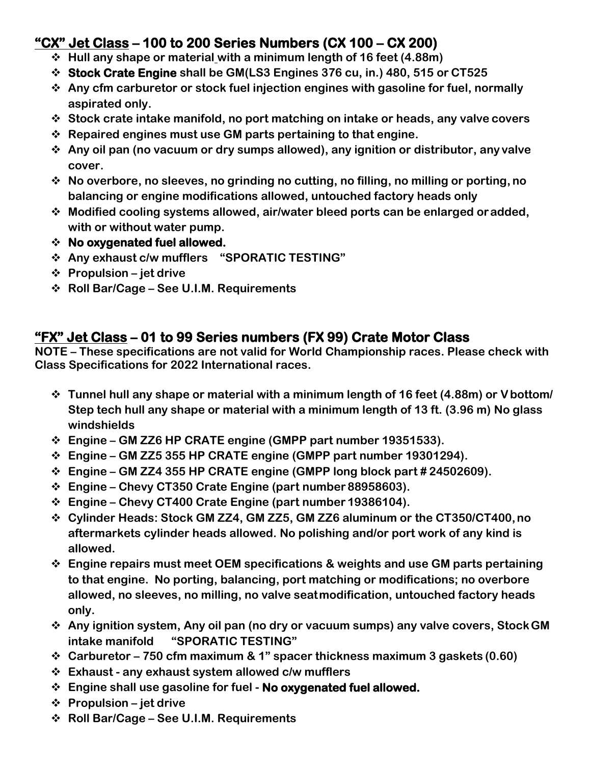## "CX" Jet Class – 100 to 200 Series Numbers (CX 100 – CX 200)

- Hull any shape or material with a minimum length of 16 feet (4.88m)
- **Stock Crate Engine** shall be GM(LS3 Engines 376 cu, in.) 480, 515 or CT525
- Any cfm carburetor or stock fuel injection engines with gasoline for fuel, normally aspirated only.
- Stock crate intake manifold, no port matching on intake or heads, any valve covers
- Repaired engines must use GM parts pertaining to that engine.
- Any oil pan (no vacuum or dry sumps allowed), any ignition or distributor, any valve cover.
- No overbore, no sleeves, no grinding no cutting, no filling, no milling or porting, no balancing or engine modifications allowed, untouched factory heads only
- Modified cooling systems allowed, air/water bleed ports can be enlarged or added, with or without water pump.
- **No oxygenated fuel allowed.**
- Any exhaust c/w mufflers "SPORATIC TESTING"
- Propulsion – jet drive
- Roll Bar/Cage – See U.I.M. Requirements

## "FX" Jet Class – 01 to 99 Series numbers (FX 99) Crate Motor Class

**NOTE – These specifications are not valid for World Championship races. Please check with Class Specifications for 2022 International races.**

- Tunnel hull any shape or material with a minimum length of 16 feet (4.88m) or V bottom/ Step tech hull any shape or material with a minimum length of 13 ft. (3.96 m) No glass windshields
- Engine – GM ZZ6 HP CRATE engine (GMPP part number 19351533).
- Engine – GM ZZ5 355 HP CRATE engine (GMPP part number 19301294).
- Engine – GM ZZ4 355 HP CRATE engine (GMPP long block part # 24502609).
- Engine – Chevy CT350 Crate Engine (part number 88958603).
- Engine – Chevy CT400 Crate Engine (part number 19386104).
- Cylinder Heads: Stock GM ZZ4, GM ZZ5, GM ZZ6 aluminum or the CT350/CT400, no aftermarkets cylinder heads allowed. No polishing and/or port work of any kind is allowed.
- Engine repairs must meet OEM specifications & weights and use GM parts pertaining to that engine. No porting, balancing, port matching or modifications; no overbore allowed, no sleeves, no milling, no valve seat modification, untouched factory heads only.
- Any ignition system, Any oil pan (no dry or vacuum sumps) any valve covers, Stock GM intake manifold "SPORATIC TESTING"
- Carburetor – 750 cfm maximum & 1" spacer thickness maximum 3 gaskets (0.60)
- Exhaust - any exhaust system allowed c/w mufflers
- Engine shall use gasoline for fuel - **No oxygenated fuel allowed.**
- Propulsion – jet drive
- Roll Bar/Cage – See U.I.M. Requirements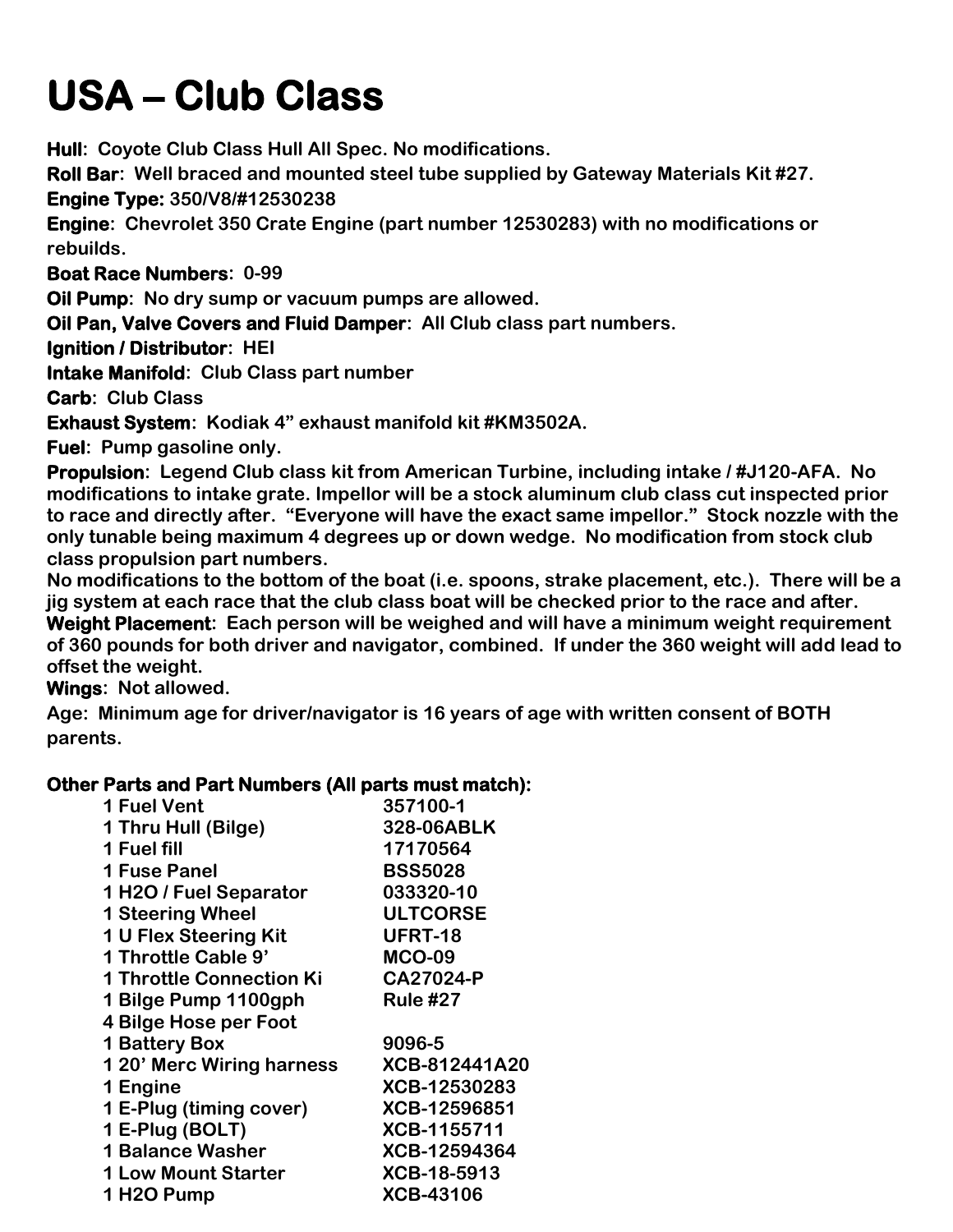# USA – Club Class

**Hull**: Coyote Club Class Hull All Spec. No modifications.

**Roll Bar**: Well braced and mounted steel tube supplied by Gateway Materials Kit #27.

**Engine Type:** 350/V8/#12530238

**Engine**: Chevrolet 350 Crate Engine (part number 12530283) with no modifications or rebuilds.

**Boat Race Numbers**: 0-99

**Oil Pump**: No dry sump or vacuum pumps are allowed.

**Oil Pan, Valve Covers and Fluid Damper**: All Club class part numbers.

**Ignition / Distributor**: HEI

**Intake Manifold**: Club Class part number

**Carb**: Club Class

**Exhaust System**: Kodiak 4" exhaust manifold kit #KM3502A.

**Fuel**: Pump gasoline only.

**Propulsion**: Legend Club class kit from American Turbine, including intake / #J120-AFA. No modifications to intake grate. Impellor will be a stock aluminum club class cut inspected prior to race and directly after. "Everyone will have the exact same impellor." Stock nozzle with the only tunable being maximum 4 degrees up or down wedge. No modification from stock club class propulsion part numbers.

No modifications to the bottom of the boat (i.e. spoons, strake placement, etc.). There will be a jig system at each race that the club class boat will be checked prior to the race and after.

**Weight Placement**: Each person will be weighed and will have a minimum weight requirement of 360 pounds for both driver and navigator, combined. If under the 360 weight will add lead to offset the weight.

**Wings**: Not allowed.

Age: Minimum age for driver/navigator is 16 years of age with written consent of BOTH parents.

**Other Parts and Part Numbers (All parts must match):**

| Part | Part Number |
|---|---|
| 1 Fuel Vent | 357100-1 |
| 1 Thru Hull (Bilge) | 328-06ABLK |
| 1 Fuel fill | 17170564 |
| 1 Fuse Panel | BSS5028 |
| 1 H2O / Fuel Separator | 033320-10 |
| 1 Steering Wheel | ULTCORSE |
| 1 U Flex Steering Kit | UFRT-18 |
| 1 Throttle Cable 9' | MCO-09 |
| 1 Throttle Connection Ki | CA27024-P |
| 1 Bilge Pump 1100gph | Rule #27 |
| 4 Bilge Hose per Foot | |
| 1 Battery Box | 9096-5 |
| 1 20' Merc Wiring harness | XCB-812441A20 |
| 1 Engine | XCB-12530283 |
| 1 E-Plug (timing cover) | XCB-12596851 |
| 1 E-Plug (BOLT) | XCB-1155711 |
| 1 Balance Washer | XCB-12594364 |
| 1 Low Mount Starter | XCB-18-5913 |
| 1 H2O Pump | XCB-43106 |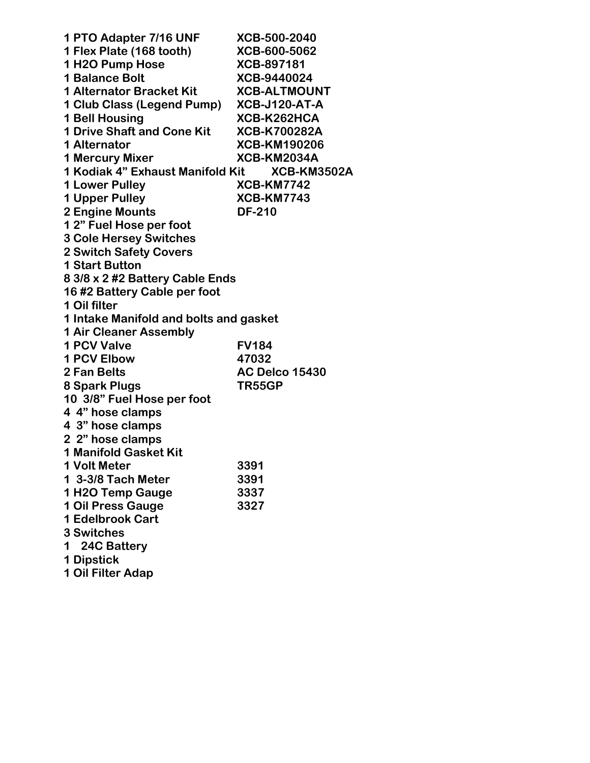| | |
|---|---|
| 1 PTO Adapter 7/16 UNF | XCB-500-2040 |
| 1 Flex Plate (168 tooth) | XCB-600-5062 |
| 1 H2O Pump Hose | XCB-897181 |
| 1 Balance Bolt | XCB-9440024 |
| 1 Alternator Bracket Kit | XCB-ALTMOUNT |
| 1 Club Class (Legend Pump) | XCB-J120-AT-A |
| 1 Bell Housing | XCB-K262HCA |
| 1 Drive Shaft and Cone Kit | XCB-K700282A |
| 1 Alternator | XCB-KM190206 |
| 1 Mercury Mixer | XCB-KM2034A |
| 1 Kodiak 4" Exhaust Manifold Kit | XCB-KM3502A |
| 1 Lower Pulley | XCB-KM7742 |
| 1 Upper Pulley | XCB-KM7743 |
| 2 Engine Mounts | DF-210 |
| 1 2" Fuel Hose per foot | |
| 3 Cole Hersey Switches | |
| 2 Switch Safety Covers | |
| 1 Start Button | |
| 8 3/8 x 2 #2 Battery Cable Ends | |
| 16 #2 Battery Cable per foot | |
| 1 Oil filter | |
| 1 Intake Manifold and bolts and gasket | |
| 1 Air Cleaner Assembly | |
| 1 PCV Valve | FV184 |
| 1 PCV Elbow | 47032 |
| 2 Fan Belts | AC Delco 15430 |
| 8 Spark Plugs | TR55GP |
| 10 3/8" Fuel Hose per foot | |
| 4 4" hose clamps | |
| 4 3" hose clamps | |
| 2 2" hose clamps | |
| 1 Manifold Gasket Kit | |
| 1 Volt Meter | 3391 |
| 1 3-3/8 Tach Meter | 3391 |
| 1 H2O Temp Gauge | 3337 |
| 1 Oil Press Gauge | 3327 |
| 1 Edelbrook Cart | |
| 3 Switches | |
| 1 24C Battery | |
| 1 Dipstick | |
| 1 Oil Filter Adap | |